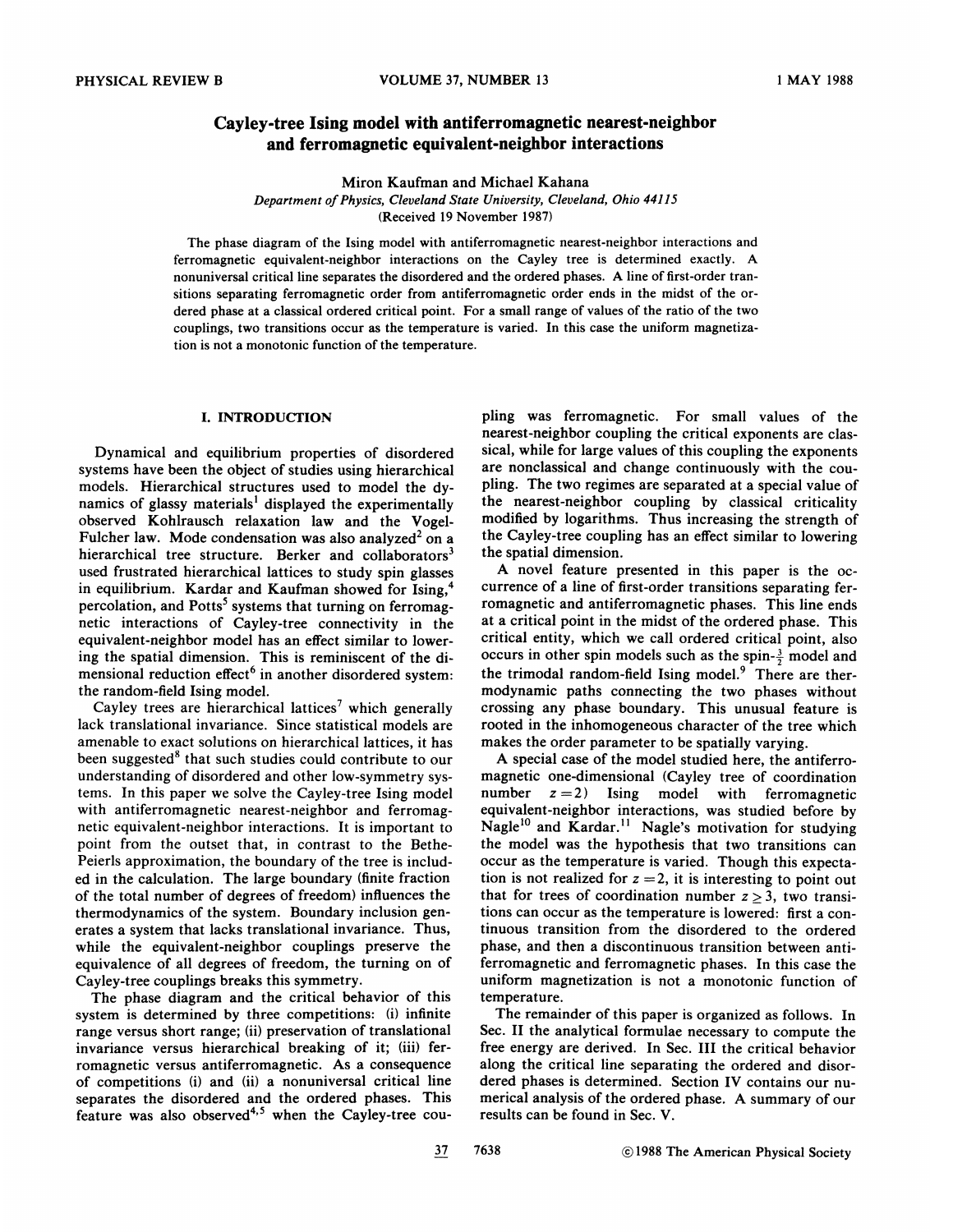# Cayley-tree Ising model with antiferromagnetic nearest-neighbor and ferromagnetic equivalent-neighbor interactions

Miron Kaufman and Michael Kahana

*Department of Physics, Cleveland State University, Cleveland, Ohio 44115*

(Received 19 November 1987)

The phase diagram of the Ising model with antiferromagnetic nearest-neighbor interactions and ferromagnetic equivalent-neighbor interactions on the Cayley tree is determined exactly. A nonuniversal critical line separates the disordered and the ordered phases. A line of first-order transitions separating ferromagnetic order from antiferromagnetic order ends in the midst of the ordered phase at a classical ordered critical point. For a small range of values of the ratio of the two couplings, two transitions occur as the temperature is varied. In this case the uniform magnetization is not a monotonic function of the temperature.

## I. INTRODUCTION

Dynamical and equilibrium properties of disordered systems have been the object of studies using hierarchical models. Hierarchical structures used to model the dynamics of glassy materials[1] displayed the experimentally observed Kohlrausch relaxation law and the Vogel-Fulcher law. Mode condensation was also analyzed[2] on a hierarchical tree structure. Berker and collaborators[3] used frustrated hierarchical lattices to study spin glasses in equilibrium. Kardar and Kaufman showed for Ising,[4] percolation, and Potts[5] systems that turning on ferromagnetic interactions of Cayley-tree connectivity in the equivalent-neighbor model has an effect similar to lowering the spatial dimension. This is reminiscent of the dimensional reduction effect[6] in another disordered system: the random-field Ising model.

Cayley trees are hierarchical lattices[7] which generally lack translational invariance. Since statistical models are amenable to exact solutions on hierarchical lattices, it has been suggested[8] that such studies could contribute to our understanding of disordered and other low-symmetry systems. In this paper we solve the Cayley-tree Ising model with antiferromagnetic nearest-neighbor and ferromagnetic equivalent-neighbor interactions. It is important to point from the outset that, in contrast to the Bethe-Peierls approximation, the boundary of the tree is included in the calculation. The large boundary (finite fraction of the total number of degrees of freedom) influences the thermodynamics of the system. Boundary inclusion generates a system that lacks translational invariance. Thus, while the equivalent-neighbor couplings preserve the equivalence of all degrees of freedom, the turning on of Cayley-tree couplings breaks this symmetry.

The phase diagram and the critical behavior of this system is determined by three competitions: (i) infinite range versus short range; (ii) preservation of translational invariance versus hierarchical breaking of it; (iii) ferromagnetic versus antiferromagnetic. As a consequence of competitions (i) and (ii) a nonuniversal critical line separates the disordered and the ordered phases. This feature was also observed[4,5] when the Cayley-tree coupling was ferromagnetic. For small values of the nearest-neighbor coupling the critical exponents are classical, while for large values of this coupling the exponents are nonclassical and change continuously with the coupling. The two regimes are separated at a special value of the nearest-neighbor coupling by classical criticality modified by logarithms. Thus increasing the strength of the Cayley-tree coupling has an effect similar to lowering the spatial dimension.

A novel feature presented in this paper is the occurrence of a line of first-order transitions separating ferromagnetic and antiferromagnetic phases. This line ends at a critical point in the midst of the ordered phase. This critical entity, which we call ordered critical point, also occurs in other spin models such as the spin-$\frac{3}{2}$ model and the trimodal random-field Ising model.[9] There are thermodynamic paths connecting the two phases without crossing any phase boundary. This unusual feature is rooted in the inhomogeneous character of the tree which makes the order parameter to be spatially varying.

A special case of the model studied here, the antiferromagnetic one-dimensional (Cayley tree of coordination number $z=2$) Ising model with ferromagnetic equivalent-neighbor interactions, was studied before by Nagle[10] and Kardar.[11] Nagle's motivation for studying the model was the hypothesis that two transitions can occur as the temperature is varied. Though this expectation is not realized for $z=2$, it is interesting to point out that for trees of coordination number $z \geq 3$, two transitions can occur as the temperature is lowered: first a continuous transition from the disordered to the ordered phase, and then a discontinuous transition between antiferromagnetic and ferromagnetic phases. In this case the uniform magnetization is not a monotonic function of temperature.

The remainder of this paper is organized as follows. In Sec. II the analytical formulae necessary to compute the free energy are derived. In Sec. III the critical behavior along the critical line separating the ordered and disordered phases is determined. Section IV contains our numerical analysis of the ordered phase. A summary of our results can be found in Sec. V.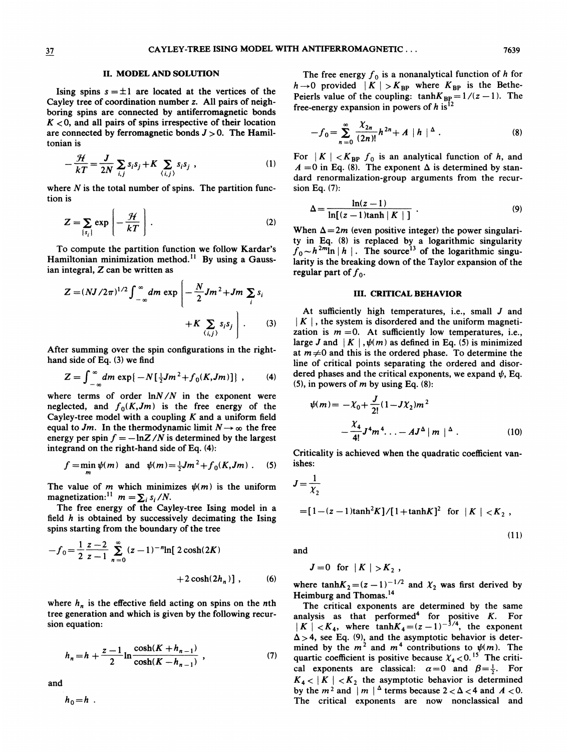## II. MODEL AND SOLUTION

Ising spins $s = \pm 1$ are located at the vertices of the Cayley tree of coordination number $z$. All pairs of neighboring spins are connected by antiferromagnetic bonds $K < 0$, and all pairs of spins irrespective of their location are connected by ferromagnetic bonds $J > 0$. The Hamiltonian is

$$-\frac{\mathcal{H}}{kT} = \frac{J}{2N} \sum_{i,j} s_i s_j + K \sum_{\langle i,j \rangle} s_i s_j \,, \tag{1}$$

where $N$ is the total number of spins. The partition function is

$$Z = \sum_{\{s_i\}} \exp\left[-\frac{\mathcal{H}}{kT}\right] . \tag{2}$$

To compute the partition function we follow Kardar's Hamiltonian minimization method.[11] By using a Gaussian integral, $Z$ can be written as

$$Z = (NJ/2\pi)^{1/2} \int_{-\infty}^{\infty} dm \exp\left[-\frac{N}{2} J m^2 + J m \sum_i s_i + K \sum_{\langle i,j \rangle} s_i s_j\right] . \tag{3}$$

After summing over the spin configurations in the right-hand side of Eq. (3) we find

$$Z = \int_{-\infty}^{\infty} dm \exp\{-N[\tfrac{1}{2} J m^2 + f_0(K, Jm)]\} \,, \tag{4}$$

where terms of order $\ln N / N$ in the exponent were neglected, and $f_0(K, Jm)$ is the free energy of the Cayley-tree model with a coupling $K$ and a uniform field equal to $Jm$. In the thermodynamic limit $N \to \infty$ the free energy per spin $f = -\ln Z / N$ is determined by the largest integrand on the right-hand side of Eq. (4):

$$f = \min_m \psi(m) \quad \text{and} \quad \psi(m) = \tfrac{1}{2} J m^2 + f_0(K, Jm) \,. \tag{5}$$

The value of $m$ which minimizes $\psi(m)$ is the uniform magnetization:[11] $m = \sum_i s_i / N$.

The free energy of the Cayley-tree Ising model in a field $h$ is obtained by successively decimating the Ising spins starting from the boundary of the tree

$$-f_0 = \frac{1}{2} \frac{z-2}{z-1} \sum_{n=0}^{\infty} (z-1)^{-n} \ln[2\cosh(2K) + 2\cosh(2h_n)] \,, \tag{6}$$

where $h_n$ is the effective field acting on spins on the $n$th tree generation and which is given by the following recursion equation:

$$h_n = h + \frac{z-1}{2} \ln \frac{\cosh(K + h_{n-1})}{\cosh(K - h_{n-1})} \,, \tag{7}$$

and

$$h_0 = h \,.$$

The free energy $f_0$ is a nonanalytical function of $h$ for $h \to 0$ provided $|K| > K_{\rm BP}$ where $K_{\rm BP}$ is the Bethe-Peierls value of the coupling: $\tanh K_{\rm BP} = 1/(z-1)$. The free-energy expansion in powers of $h$ is[12]

$$-f_0 = \sum_{n=0}^{\infty} \frac{\chi_{2n}}{(2n)!} h^{2n} + A\,|h|^{\Delta} \,. \tag{8}$$

For $|K| < K_{\rm BP}$ $f_0$ is an analytical function of $h$, and $A = 0$ in Eq. (8). The exponent $\Delta$ is determined by standard renormalization-group arguments from the recursion Eq. (7):

$$\Delta = \frac{\ln(z-1)}{\ln[(z-1)\tanh|K|]} \,. \tag{9}$$

When $\Delta = 2m$ (even positive integer) the power singularity in Eq. (8) is replaced by a logarithmic singularity $f_0 \sim h^{2m} \ln|h|$. The source[13] of the logarithmic singularity is the breaking down of the Taylor expansion of the regular part of $f_0$.

## III. CRITICAL BEHAVIOR

At sufficiently high temperatures, i.e., small $J$ and $|K|$, the system is disordered and the uniform magnetization is $m = 0$. At sufficiently low temperatures, i.e., large $J$ and $|K|$, $\psi(m)$ as defined in Eq. (5) is minimized at $m \neq 0$ and this is the ordered phase. To determine the line of critical points separating the ordered and disordered phases and the critical exponents, we expand $\psi$, Eq. (5), in powers of $m$ by using Eq. (8):

$$\psi(m) = -\chi_0 + \frac{J}{2!}(1 - J\chi_2) m^2 - \frac{\chi_4}{4!} J^4 m^4 \ldots - A J^{\Delta} |m|^{\Delta} \,. \tag{10}$$

Criticality is achieved when the quadratic coefficient vanishes:

$$J = \frac{1}{\chi_2} = [1 - (z-1)\tanh^2 K]/[1 + \tanh K]^2 \quad \text{for } |K| < K_2 \,, \tag{11}$$

and

$$J = 0 \quad \text{for } |K| > K_2 \,,$$

where $\tanh K_2 = (z-1)^{-1/2}$ and $\chi_2$ was first derived by Heimburg and Thomas.[14]

The critical exponents are determined by the same analysis as that performed[4] for positive $K$. For $|K| < K_4$, where $\tanh K_4 = (z-1)^{-3/4}$, the exponent $\Delta > 4$, see Eq. (9), and the asymptotic behavior is determined by the $m^2$ and $m^4$ contributions to $\psi(m)$. The quartic coefficient is positive because $\chi_4 < 0$.[15] The critical exponents are classical: $\alpha = 0$ and $\beta = \frac{1}{2}$. For $K_4 < |K| < K_2$ the asymptotic behavior is determined by the $m^2$ and $|m|^{\Delta}$ terms because $2 < \Delta < 4$ and $A < 0$. The critical exponents are now nonclassical and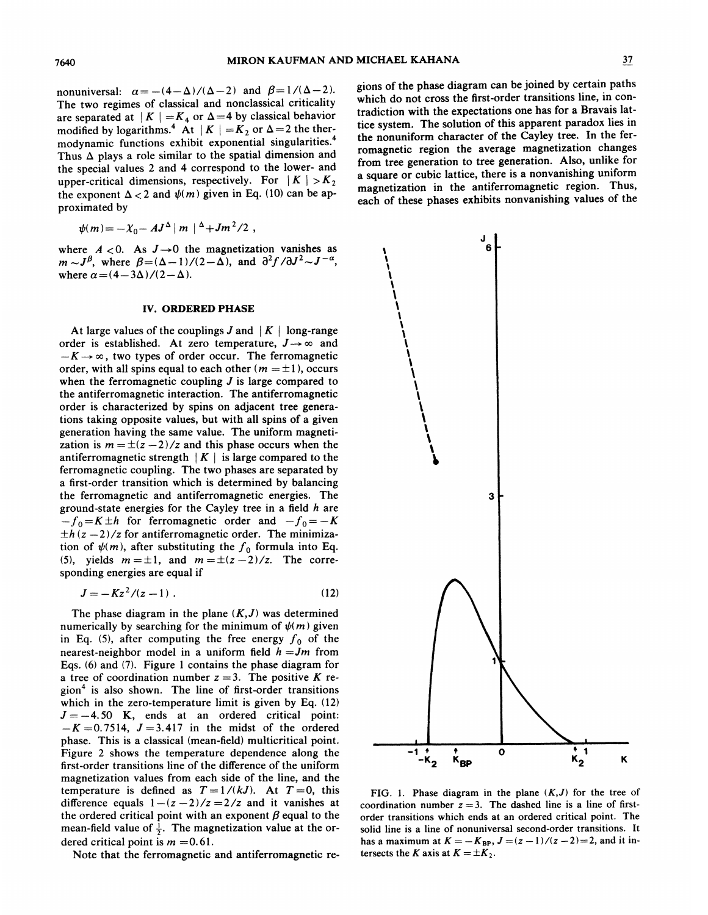nonuniversal: $\alpha = -(4-\Delta)/(\Delta-2)$ and $\beta = 1/(\Delta-2)$. The two regimes of classical and nonclassical criticality are separated at $|K| = K_4$ or $\Delta = 4$ by classical behavior modified by logarithms.[4] At $|K| = K_2$ or $\Delta = 2$ the thermodynamic functions exhibit exponential singularities.[4] Thus $\Delta$ plays a role similar to the spatial dimension and the special values 2 and 4 correspond to the lower- and upper-critical dimensions, respectively. For $|K| > K_2$ the exponent $\Delta < 2$ and $\psi(m)$ given in Eq. (10) can be approximated by

$$\psi(m) = -\chi_0 - AJ^{\Delta}|m|^{\Delta} + Jm^2/2 ,$$

where $A < 0$. As $J \to 0$ the magnetization vanishes as $m \sim J^{\beta}$, where $\beta = (\Delta-1)/(2-\Delta)$, and $\partial^2 f/\partial J^2 \sim J^{-\alpha}$, where $\alpha = (4-3\Delta)/(2-\Delta)$.

## IV. ORDERED PHASE

At large values of the couplings $J$ and $|K|$ long-range order is established. At zero temperature, $J \to \infty$ and $-K \to \infty$, two types of order occur. The ferromagnetic order, with all spins equal to each other ($m = \pm 1$), occurs when the ferromagnetic coupling $J$ is large compared to the antiferromagnetic interaction. The antiferromagnetic order is characterized by spins on adjacent tree generations taking opposite values, but with all spins of a given generation having the same value. The uniform magnetization is $m = \pm(z-2)/z$ and this phase occurs when the antiferromagnetic strength $|K|$ is large compared to the ferromagnetic coupling. The two phases are separated by a first-order transition which is determined by balancing the ferromagnetic and antiferromagnetic energies. The ground-state energies for the Cayley tree in a field $h$ are $-f_0 = K \pm h$ for ferromagnetic order and $-f_0 = -K \pm h(z-2)/z$ for antiferromagnetic order. The minimization of $\psi(m)$, after substituting the $f_0$ formula into Eq. (5), yields $m = \pm 1$, and $m = \pm(z-2)/z$. The corresponding energies are equal if

$$J = -Kz^2/(z-1) . \tag{12}$$

The phase diagram in the plane $(K,J)$ was determined numerically by searching for the minimum of $\psi(m)$ given in Eq. (5), after computing the free energy $f_0$ of the nearest-neighbor model in a uniform field $h = Jm$ from Eqs. (6) and (7). Figure 1 contains the phase diagram for a tree of coordination number $z = 3$. The positive $K$ region[4] is also shown. The line of first-order transitions which in the zero-temperature limit is given by Eq. (12) $J = -4.50$ K, ends at an ordered critical point: $-K = 0.7514$, $J = 3.417$ in the midst of the ordered phase. This is a classical (mean-field) multicritical point. Figure 2 shows the temperature dependence along the first-order transitions line of the difference of the uniform magnetization values from each side of the line, and the temperature is defined as $T = 1/(kJ)$. At $T = 0$, this difference equals $1-(z-2)/z = 2/z$ and it vanishes at the ordered critical point with an exponent $\beta$ equal to the mean-field value of $\frac{1}{2}$. The magnetization value at the ordered critical point is $m = 0.61$.

Note that the ferromagnetic and antiferromagnetic regions of the phase diagram can be joined by certain paths which do not cross the first-order transitions line, in contradiction with the expectations one has for a Bravais lattice system. The solution of this apparent paradox lies in the nonuniform character of the Cayley tree. In the ferromagnetic region the average magnetization changes from tree generation to tree generation. Also, unlike for a square or cubic lattice, there is a nonvanishing uniform magnetization in the antiferromagnetic region. Thus, each of these phases exhibits nonvanishing values of the

FIG. 1. Phase diagram in the plane $(K,J)$ for the tree of coordination number $z = 3$. The dashed line is a line of first-order transitions which ends at an ordered critical point. The solid line is a line of nonuniversal second-order transitions. It has a maximum at $K = -K_{BP}$, $J = (z-1)/(z-2) = 2$, and it intersects the $K$ axis at $K = \pm K_2$.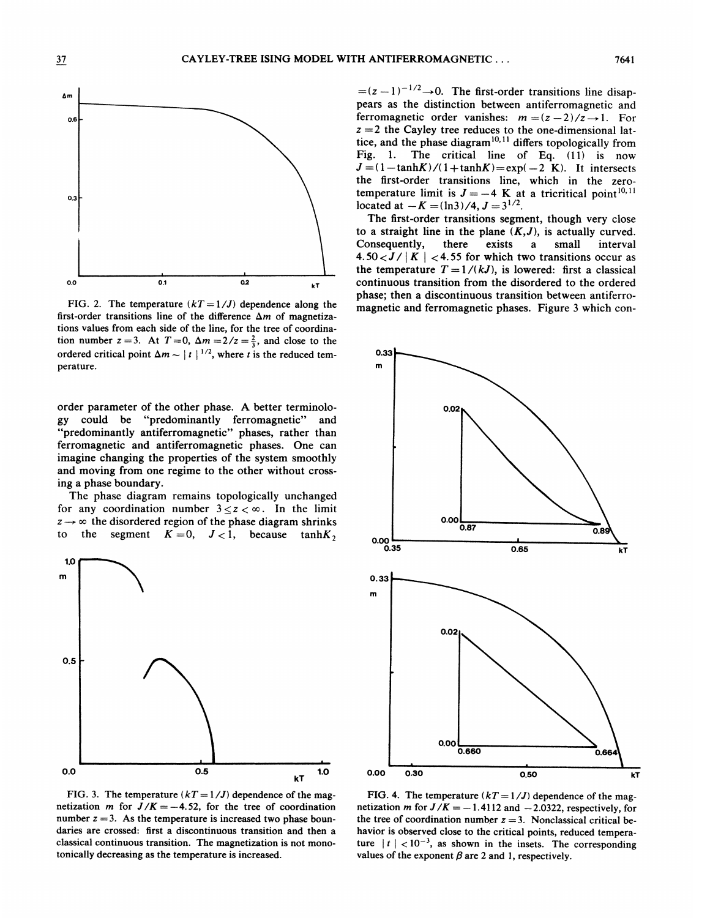FIG. 2. The temperature ($kT = 1/J$) dependence along the first-order transitions line of the difference $\Delta m$ of magnetizations values from each side of the line, for the tree of coordination number $z = 3$. At $T = 0$, $\Delta m = 2/z = \frac{2}{3}$, and close to the ordered critical point $\Delta m \sim |t|^{1/2}$, where $t$ is the reduced temperature.

order parameter of the other phase. A better terminology could be "predominantly ferromagnetic" and "predominantly antiferromagnetic" phases, rather than ferromagnetic and antiferromagnetic phases. One can imagine changing the properties of the system smoothly and moving from one regime to the other without crossing a phase boundary.

The phase diagram remains topologically unchanged for any coordination number $3 \le z < \infty$. In the limit $z \to \infty$ the disordered region of the phase diagram shrinks to the segment $K = 0$, $J < 1$, because $\tanh K_2 = (z-1)^{-1/2} \to 0$. The first-order transitions line disappears as the distinction between antiferromagnetic and ferromagnetic order vanishes: $m = (z-2)/z \to 1$. For $z = 2$ the Cayley tree reduces to the one-dimensional lattice, and the phase diagram[10,11] differs topologically from Fig. 1. The critical line of Eq. (11) is now $J = (1 - \tanh K)/(1 + \tanh K) = \exp(-2K)$. It intersects the first-order transitions line, which in the zero-temperature limit is $J = -4K$ at a tricritical point[10,11] located at $-K = (\ln 3)/4$, $J = 3^{1/2}$.

The first-order transitions segment, though very close to a straight line in the plane $(K, J)$, is actually curved. Consequently, there exists a small interval $4.50 < J/|K| < 4.55$ for which two transitions occur as the temperature $T = 1/(kJ)$, is lowered: first a classical continuous transition from the disordered to the ordered phase; then a discontinuous transition between antiferromagnetic and ferromagnetic phases. Figure 3 which con-

FIG. 3. The temperature ($kT = 1/J$) dependence of the magnetization $m$ for $J/K = -4.52$, for the tree of coordination number $z = 3$. As the temperature is increased two phase boundaries are crossed: first a discontinuous transition and then a classical continuous transition. The magnetization is not monotonically decreasing as the temperature is increased.

FIG. 4. The temperature ($kT = 1/J$) dependence of the magnetization $m$ for $J/K = -1.4112$ and $-2.0322$, respectively, for the tree of coordination number $z = 3$. Nonclassical critical behavior is observed close to the critical points, reduced temperature $|t| < 10^{-3}$, as shown in the insets. The corresponding values of the exponent $\beta$ are 2 and 1, respectively.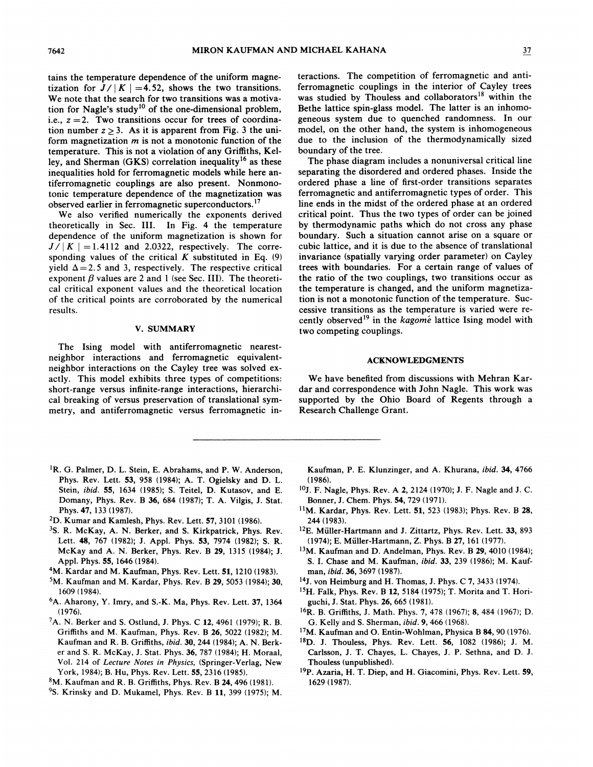tains the temperature dependence of the uniform magnetization for $J/|K|=4.52$, shows the two transitions. We note that the search for two transitions was a motivation for Nagle's study[10] of the one-dimensional problem, i.e., $z=2$. Two transitions occur for trees of coordination number $z \geq 3$. As it is apparent from Fig. 3 the uniform magnetization $m$ is not a monotonic function of the temperature. This is not a violation of any Griffiths, Kelley, and Sherman (GKS) correlation inequality[16] as these inequalities hold for ferromagnetic models while here antiferromagnetic couplings are also present. Nonmonotonic temperature dependence of the magnetization was observed earlier in ferromagnetic superconductors.[17]

We also verified numerically the exponents derived theoretically in Sec. III. In Fig. 4 the temperature dependence of the uniform magnetization is shown for $J/|K|=1.4112$ and 2.0322, respectively. The corresponding values of the critical $K$ substituted in Eq. (9) yield $\Delta=2.5$ and 3, respectively. The respective critical exponent $\beta$ values are 2 and 1 (see Sec. III). The theoretical critical exponent values and the theoretical location of the critical points are corroborated by the numerical results.

## V. SUMMARY

The Ising model with antiferromagnetic nearest-neighbor interactions and ferromagnetic equivalent-neighbor interactions on the Cayley tree was solved exactly. This model exhibits three types of competitions: short-range versus infinite-range interactions, hierarchical breaking of versus preservation of translational symmetry, and antiferromagnetic versus ferromagnetic interactions. The competition of ferromagnetic and antiferromagnetic couplings in the interior of Cayley trees was studied by Thouless and collaborators[18] within the Bethe lattice spin-glass model. The latter is an inhomogeneous system due to quenched randomness. In our model, on the other hand, the system is inhomogeneous due to the inclusion of the thermodynamically sized boundary of the tree.

The phase diagram includes a nonuniversal critical line separating the disordered and ordered phases. Inside the ordered phase a line of first-order transitions separates ferromagnetic and antiferromagnetic types of order. This line ends in the midst of the ordered phase at an ordered critical point. Thus the two types of order can be joined by thermodynamic paths which do not cross any phase boundary. Such a situation cannot arise on a square or cubic lattice, and it is due to the absence of translational invariance (spatially varying order parameter) on Cayley trees with boundaries. For a certain range of values of the ratio of the two couplings, two transitions occur as the temperature is changed, and the uniform magnetization is not a monotonic function of the temperature. Successive transitions as the temperature is varied were recently observed[19] in the *kagomé* lattice Ising model with two competing couplings.

## ACKNOWLEDGMENTS

We have benefited from discussions with Mehran Kardar and correspondence with John Nagle. This work was supported by the Ohio Board of Regents through a Research Challenge Grant.

---

[1] R. G. Palmer, D. L. Stein, E. Abrahams, and P. W. Anderson, Phys. Rev. Lett. **53**, 958 (1984); A. T. Ogielsky and D. L. Stein, *ibid.* **55**, 1634 (1985); S. Teitel, D. Kutasov, and E. Domany, Phys. Rev. B **36**, 684 (1987); T. A. Vilgis, J. Stat. Phys. **47**, 133 (1987).

[2] D. Kumar and Kamlesh, Phys. Rev. Lett. **57**, 3101 (1986).

[3] S. R. McKay, A. N. Berker, and S. Kirkpatrick, Phys. Rev. Lett. **48**, 767 (1982); J. Appl. Phys. **53**, 7974 (1982); S. R. McKay and A. N. Berker, Phys. Rev. B **29**, 1315 (1984); J. Appl. Phys. **55**, 1646 (1984).

[4] M. Kardar and M. Kaufman, Phys. Rev. Lett. **51**, 1210 (1983).

[5] M. Kaufman and M. Kardar, Phys. Rev. B **29**, 5053 (1984); **30**, 1609 (1984).

[6] A. Aharony, Y. Imry, and S.-K. Ma, Phys. Rev. Lett. **37**, 1364 (1976).

[7] A. N. Berker and S. Ostlund, J. Phys. C **12**, 4961 (1979); R. B. Griffiths and M. Kaufman, Phys. Rev. B **26**, 5022 (1982); M. Kaufman and R. B. Griffiths, *ibid.* **30**, 244 (1984); A. N. Berker and S. R. McKay, J. Stat. Phys. **36**, 787 (1984); H. Moraal, Vol. 214 of *Lecture Notes in Physics*, (Springer-Verlag, New York, 1984); B. Hu, Phys. Rev. Lett. **55**, 2316 (1985).

[8] M. Kaufman and R. B. Griffiths, Phys. Rev. B **24**, 496 (1981).

[9] S. Krinsky and D. Mukamel, Phys. Rev. B **11**, 399 (1975); M. Kaufman, P. E. Klunzinger, and A. Khurana, *ibid.* **34**, 4766 (1986).

[10] J. F. Nagle, Phys. Rev. A **2**, 2124 (1970); J. F. Nagle and J. C. Bonner, J. Chem. Phys. **54**, 729 (1971).

[11] M. Kardar, Phys. Rev. Lett. **51**, 523 (1983); Phys. Rev. B **28**, 244 (1983).

[12] E. Müller-Hartmann and J. Zittartz, Phys. Rev. Lett. **33**, 893 (1974); E. Müller-Hartmann, Z. Phys. B **27**, 161 (1977).

[13] M. Kaufman and D. Andelman, Phys. Rev. B **29**, 4010 (1984); S. I. Chase and M. Kaufman, *ibid.* **33**, 239 (1986); M. Kaufman, *ibid.* **36**, 3697 (1987).

[14] J. von Heimburg and H. Thomas, J. Phys. C **7**, 3433 (1974).

[15] H. Falk, Phys. Rev. B **12**, 5184 (1975); T. Morita and T. Horiguchi, J. Stat. Phys. **26**, 665 (1981).

[16] R. B. Griffiths, J. Math. Phys. **7**, 478 (1967); **8**, 484 (1967); D. G. Kelly and S. Sherman, *ibid.* **9**, 466 (1968).

[17] M. Kaufman and O. Entin-Wohlman, Physica B **84**, 90 (1976).

[18] D. J. Thouless, Phys. Rev. Lett. **56**, 1082 (1986); J. M. Carlsson, J. T. Chayes, L. Chayes, J. P. Sethna, and D. J. Thouless (unpublished).

[19] P. Azaria, H. T. Diep, and H. Giacomini, Phys. Rev. Lett. **59**, 1629 (1987).